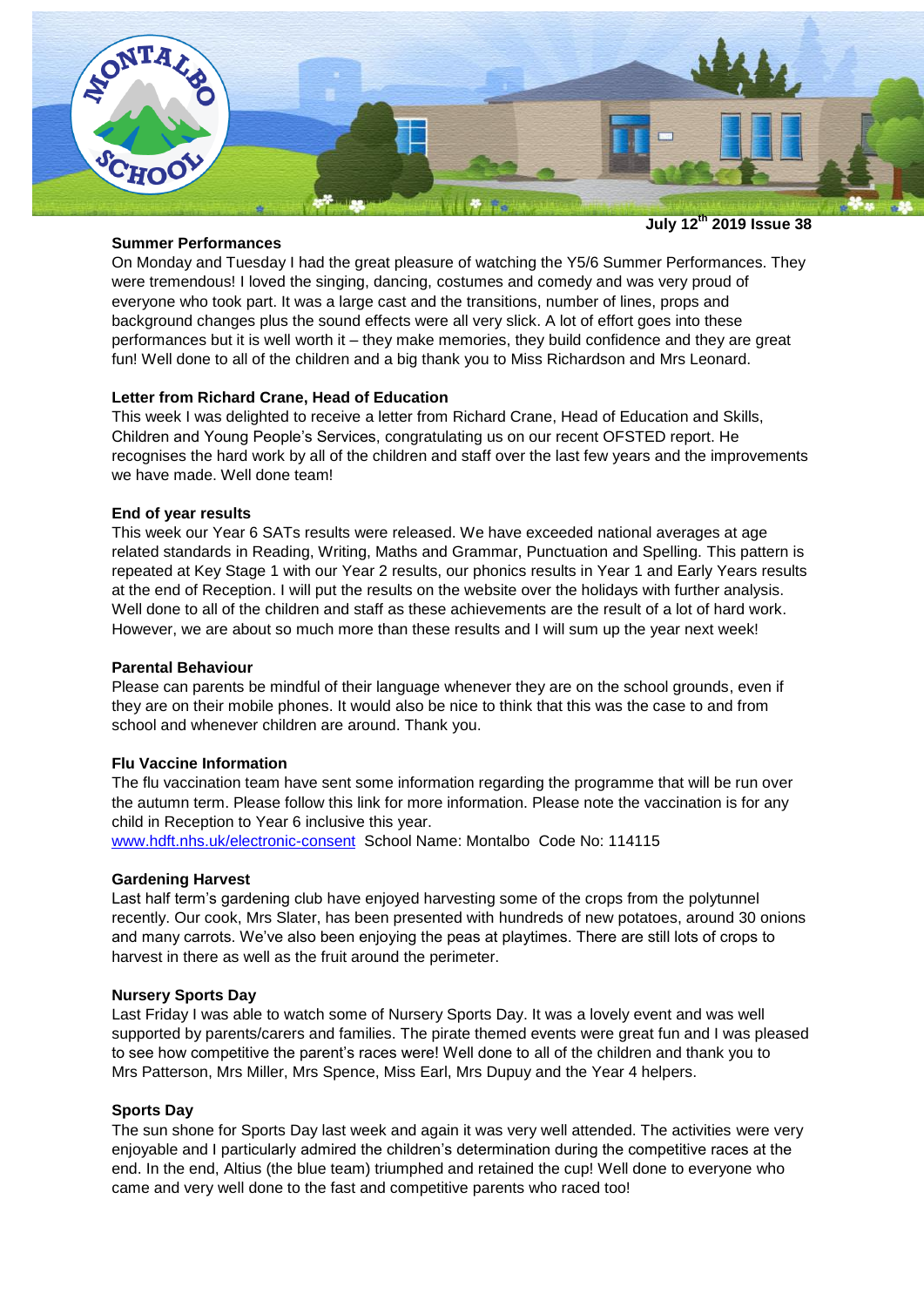**July 12th 2019 Issue 38**

## Summer Performances

On Monday and Tuesday I had the great pleasure of watching the Y5/6 Summer Performances. They were tremendous! I loved the singing, dancing, costumes and comedy and was very proud of everyone who took part. It was a large cast and the transitions, number of lines, props and background changes plus the sound effects were all very slick. A lot of effort goes into these performances but it is well worth it – they make memories, they build confidence and they are great fun! Well done to all of the children and a big thank you to Miss Richardson and Mrs Leonard.

## Letter from Richard Crane, Head of Education

This week I was delighted to receive a letter from Richard Crane, Head of Education and Skills, Children and Young People's Services, congratulating us on our recent OFSTED report. He recognises the hard work by all of the children and staff over the last few years and the improvements we have made. Well done team!

## End of year results

This week our Year 6 SATs results were released. We have exceeded national averages at age related standards in Reading, Writing, Maths and Grammar, Punctuation and Spelling. This pattern is repeated at Key Stage 1 with our Year 2 results, our phonics results in Year 1 and Early Years results at the end of Reception. I will put the results on the website over the holidays with further analysis. Well done to all of the children and staff as these achievements are the result of a lot of hard work. However, we are about so much more than these results and I will sum up the year next week!

## Parental Behaviour

Please can parents be mindful of their language whenever they are on the school grounds, even if they are on their mobile phones. It would also be nice to think that this was the case to and from school and whenever children are around. Thank you.

## Flu Vaccine Information

The flu vaccination team have sent some information regarding the programme that will be run over the autumn term. Please follow this link for more information. Please note the vaccination is for any child in Reception to Year 6 inclusive this year.

[www.hdft.nhs.uk/electronic-consent](http://www.hdft.nhs.uk/electronic-consent) School Name: Montalbo Code No: 114115

## Gardening Harvest

Last half term's gardening club have enjoyed harvesting some of the crops from the polytunnel recently. Our cook, Mrs Slater, has been presented with hundreds of new potatoes, around 30 onions and many carrots. We've also been enjoying the peas at playtimes. There are still lots of crops to harvest in there as well as the fruit around the perimeter.

## Nursery Sports Day

Last Friday I was able to watch some of Nursery Sports Day. It was a lovely event and was well supported by parents/carers and families. The pirate themed events were great fun and I was pleased to see how competitive the parent's races were! Well done to all of the children and thank you to Mrs Patterson, Mrs Miller, Mrs Spence, Miss Earl, Mrs Dupuy and the Year 4 helpers.

## Sports Day

The sun shone for Sports Day last week and again it was very well attended. The activities were very enjoyable and I particularly admired the children's determination during the competitive races at the end. In the end, Altius (the blue team) triumphed and retained the cup! Well done to everyone who came and very well done to the fast and competitive parents who raced too!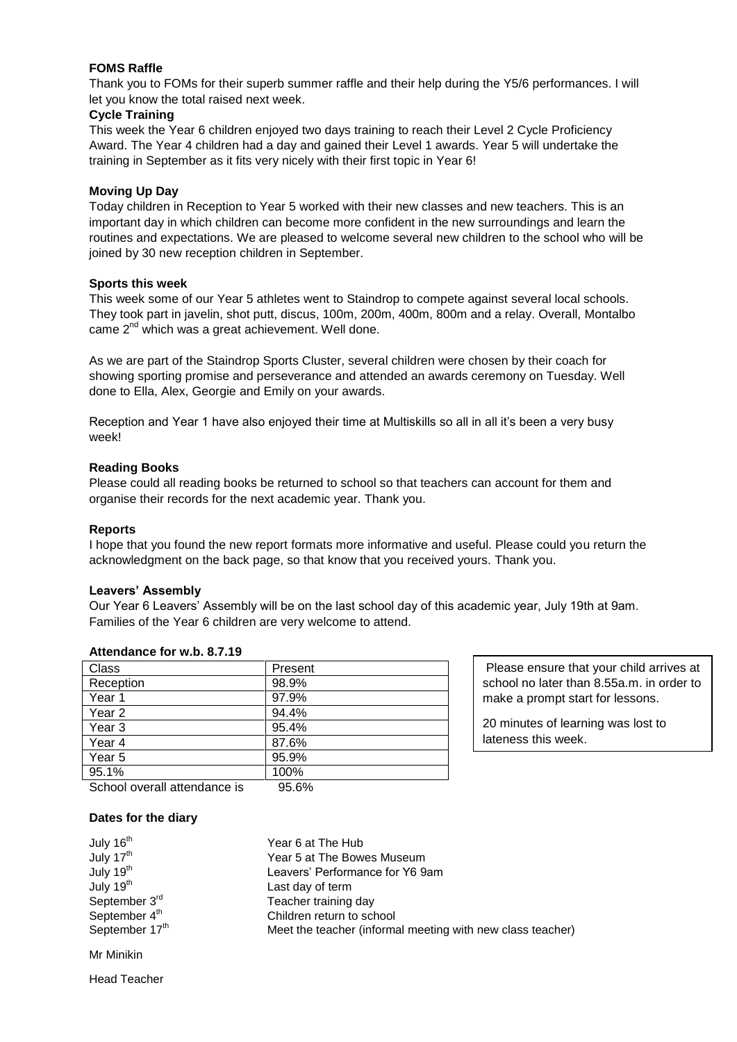**FOMS Raffle**

Thank you to FOMs for their superb summer raffle and their help during the Y5/6 performances. I will let you know the total raised next week.

**Cycle Training**

This week the Year 6 children enjoyed two days training to reach their Level 2 Cycle Proficiency Award. The Year 4 children had a day and gained their Level 1 awards. Year 5 will undertake the training in September as it fits very nicely with their first topic in Year 6!

**Moving Up Day**

Today children in Reception to Year 5 worked with their new classes and new teachers. This is an important day in which children can become more confident in the new surroundings and learn the routines and expectations. We are pleased to welcome several new children to the school who will be joined by 30 new reception children in September.

**Sports this week**

This week some of our Year 5 athletes went to Staindrop to compete against several local schools. They took part in javelin, shot putt, discus, 100m, 200m, 400m, 800m and a relay. Overall, Montalbo came 2nd which was a great achievement. Well done.

As we are part of the Staindrop Sports Cluster, several children were chosen by their coach for showing sporting promise and perseverance and attended an awards ceremony on Tuesday. Well done to Ella, Alex, Georgie and Emily on your awards.

Reception and Year 1 have also enjoyed their time at Multiskills so all in all it's been a very busy week!

**Reading Books**

Please could all reading books be returned to school so that teachers can account for them and organise their records for the next academic year. Thank you.

**Reports**

I hope that you found the new report formats more informative and useful. Please could you return the acknowledgment on the back page, so that know that you received yours. Thank you.

**Leavers' Assembly**

Our Year 6 Leavers' Assembly will be on the last school day of this academic year, July 19th at 9am. Families of the Year 6 children are very welcome to attend.

**Attendance for w.b. 8.7.19**

| Class | Present |
|---|---|
| Reception | 98.9% |
| Year 1 | 97.9% |
| Year 2 | 94.4% |
| Year 3 | 95.4% |
| Year 4 | 87.6% |
| Year 5 | 95.9% |
| 95.1% | 100% |

School overall attendance is 95.6%

Please ensure that your child arrives at school no later than 8.55a.m. in order to make a prompt start for lessons.

20 minutes of learning was lost to lateness this week.

**Dates for the diary**

| | |
|---|---|
| July 16th | Year 6 at The Hub |
| July 17th | Year 5 at The Bowes Museum |
| July 19th | Leavers' Performance for Y6 9am |
| July 19th | Last day of term |
| September 3rd | Teacher training day |
| September 4th | Children return to school |
| September 17th | Meet the teacher (informal meeting with new class teacher) |

Mr Minikin

Head Teacher